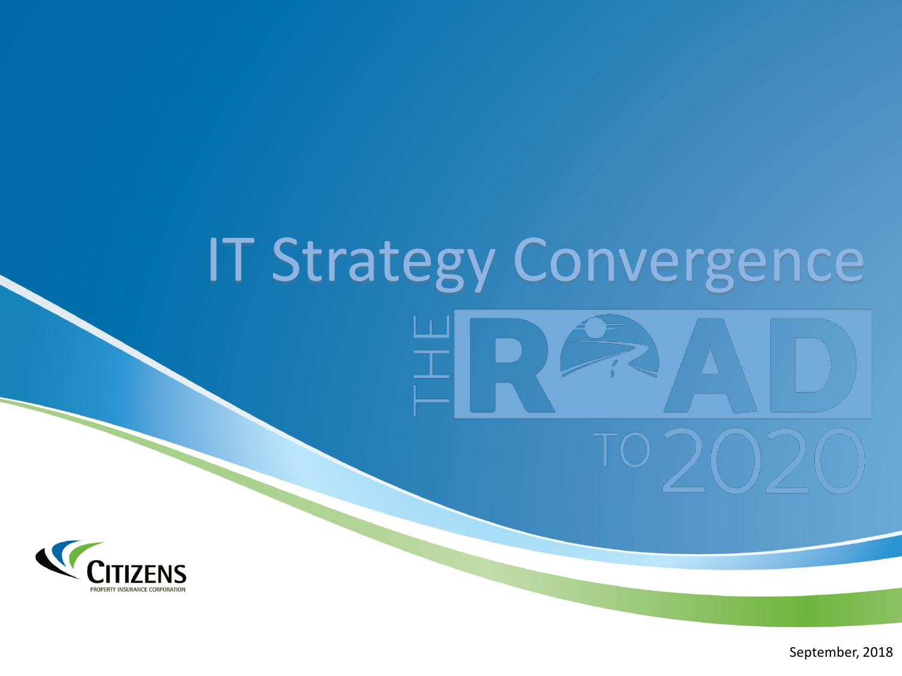# IT Strategy Convergence

THE ROAD TO 2020

CITIZENS
PROPERTY INSURANCE CORPORATION

September, 2018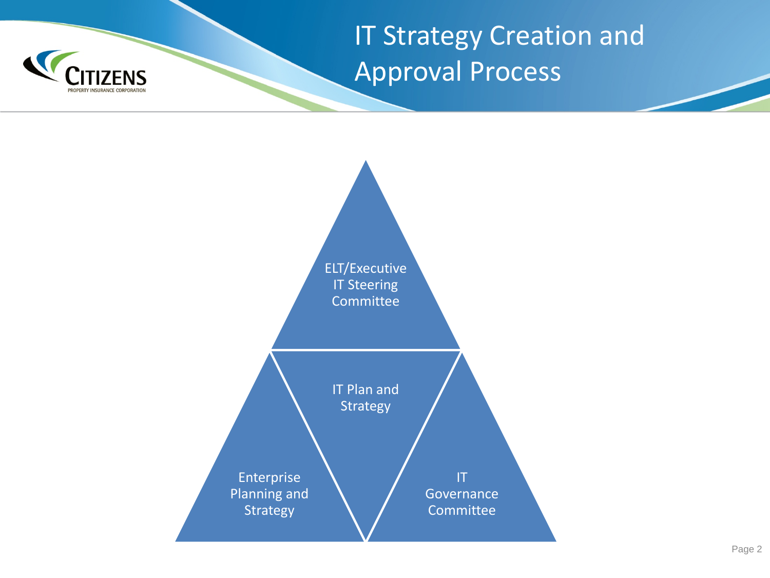# IT Strategy Creation and Approval Process

ELT/Executive IT Steering Committee

IT Plan and Strategy

Enterprise Planning and Strategy

IT Governance Committee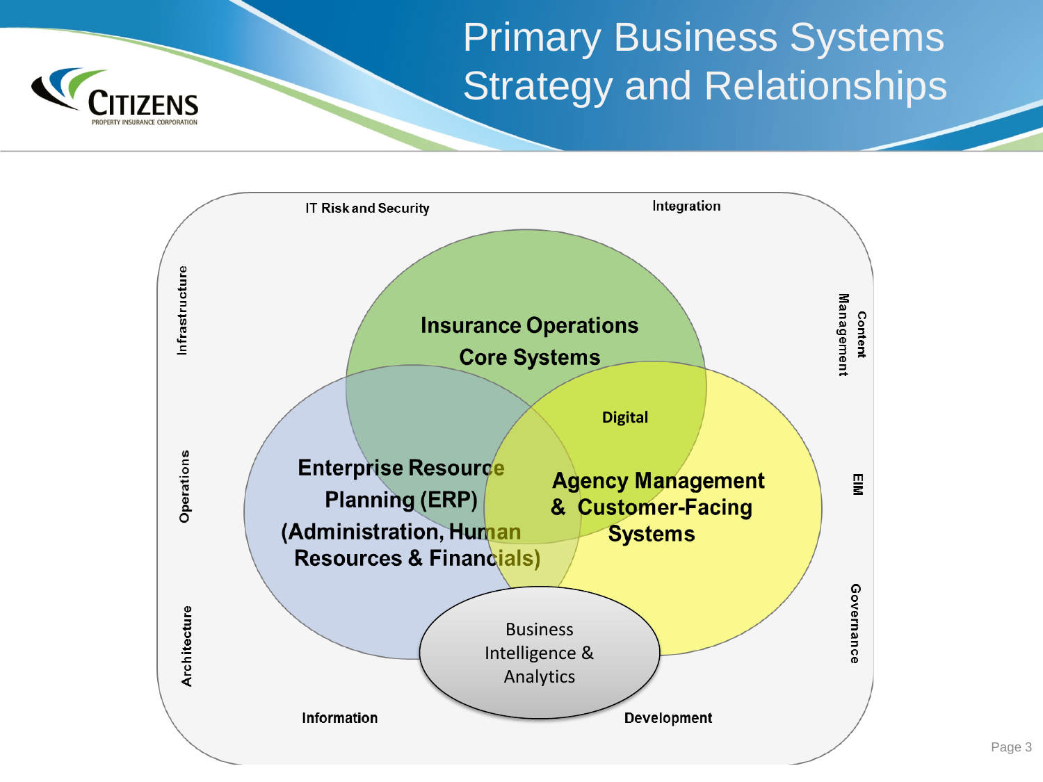# Primary Business Systems Strategy and Relationships

IT Risk and Security

Integration

Infrastructure

Operations

Architecture

Content Management

EIM

Governance

Insurance Operations Core Systems

Digital

Enterprise Resource Planning (ERP) (Administration, Human Resources & Financials)

Agency Management & Customer-Facing Systems

Business Intelligence & Analytics

Information

Development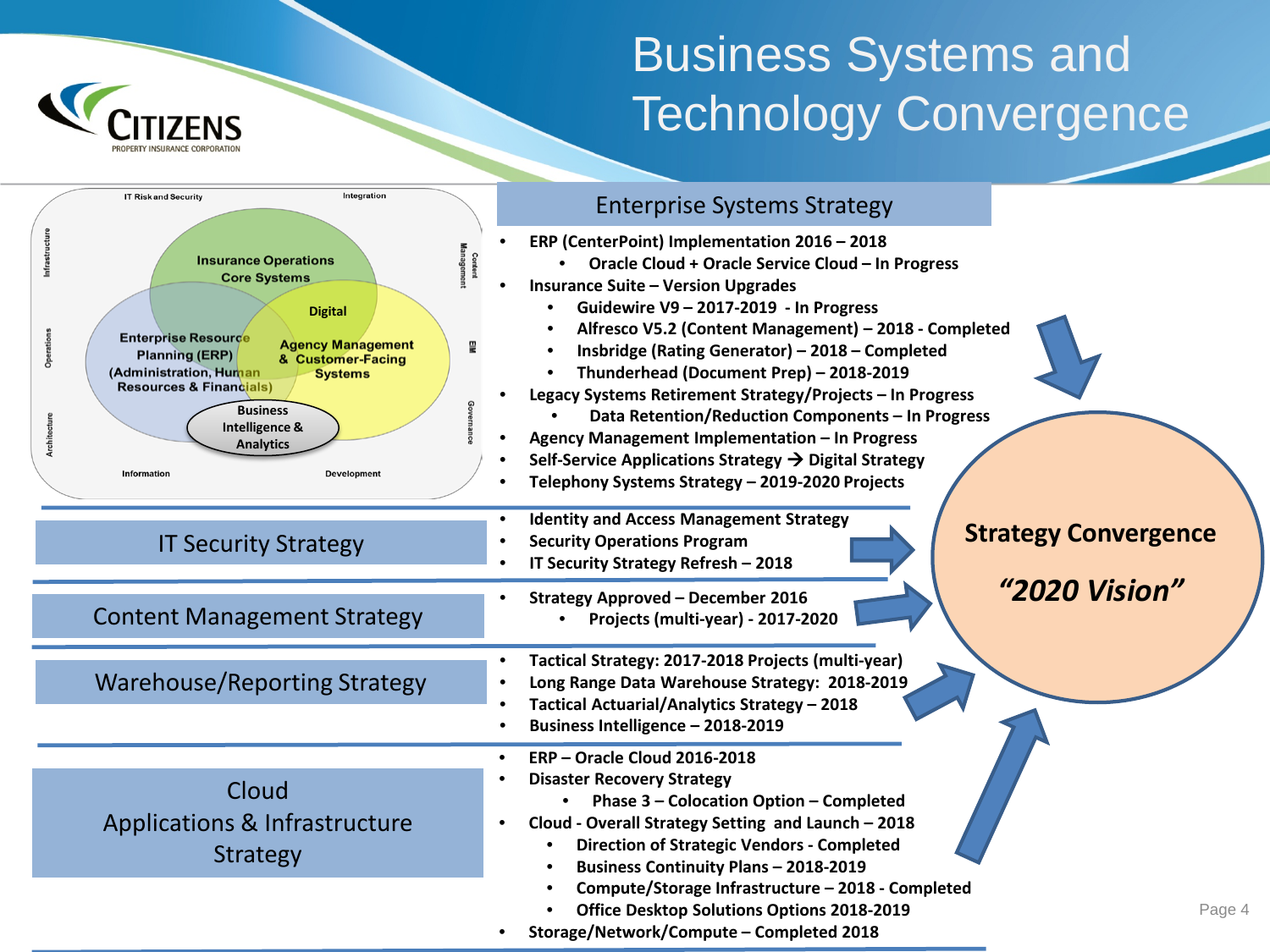# Business Systems and Technology Convergence

CITIZENS PROPERTY INSURANCE CORPORATION

IT Risk and Security | Integration | Infrastructure | Content Management | Operations | EIM | Architecture | Governance | Information | Development

Insurance Operations Core Systems

Digital

Enterprise Resource Planning (ERP) (Administration, Human Resources & Financials)

Agency Management & Customer-Facing Systems

Business Intelligence & Analytics

## Enterprise Systems Strategy

- **ERP (CenterPoint) Implementation 2016 – 2018**
  - **Oracle Cloud + Oracle Service Cloud – In Progress**
- **Insurance Suite – Version Upgrades**
  - **Guidewire V9 – 2017-2019 - In Progress**
  - **Alfresco V5.2 (Content Management) – 2018 - Completed**
  - **Insbridge (Rating Generator) – 2018 – Completed**
  - **Thunderhead (Document Prep) – 2018-2019**
- **Legacy Systems Retirement Strategy/Projects – In Progress**
  - **Data Retention/Reduction Components – In Progress**
- **Agency Management Implementation – In Progress**
- **Self-Service Applications Strategy → Digital Strategy**
- **Telephony Systems Strategy – 2019-2020 Projects**

## IT Security Strategy

- **Identity and Access Management Strategy**
- **Security Operations Program**
- **IT Security Strategy Refresh – 2018**

## Content Management Strategy

- **Strategy Approved – December 2016**
  - **Projects (multi-year) - 2017-2020**

## Warehouse/Reporting Strategy

- **Tactical Strategy: 2017-2018 Projects (multi-year)**
- **Long Range Data Warehouse Strategy: 2018-2019**
- **Tactical Actuarial/Analytics Strategy – 2018**
- **Business Intelligence – 2018-2019**

## Cloud Applications & Infrastructure Strategy

- **ERP – Oracle Cloud 2016-2018**
- **Disaster Recovery Strategy**
  - **Phase 3 – Colocation Option – Completed**
- **Cloud - Overall Strategy Setting and Launch – 2018**
  - **Direction of Strategic Vendors - Completed**
  - **Business Continuity Plans – 2018-2019**
  - **Compute/Storage Infrastructure – 2018 - Completed**
  - **Office Desktop Solutions Options 2018-2019**
- **Storage/Network/Compute – Completed 2018**

**Strategy Convergence**

***"2020 Vision"***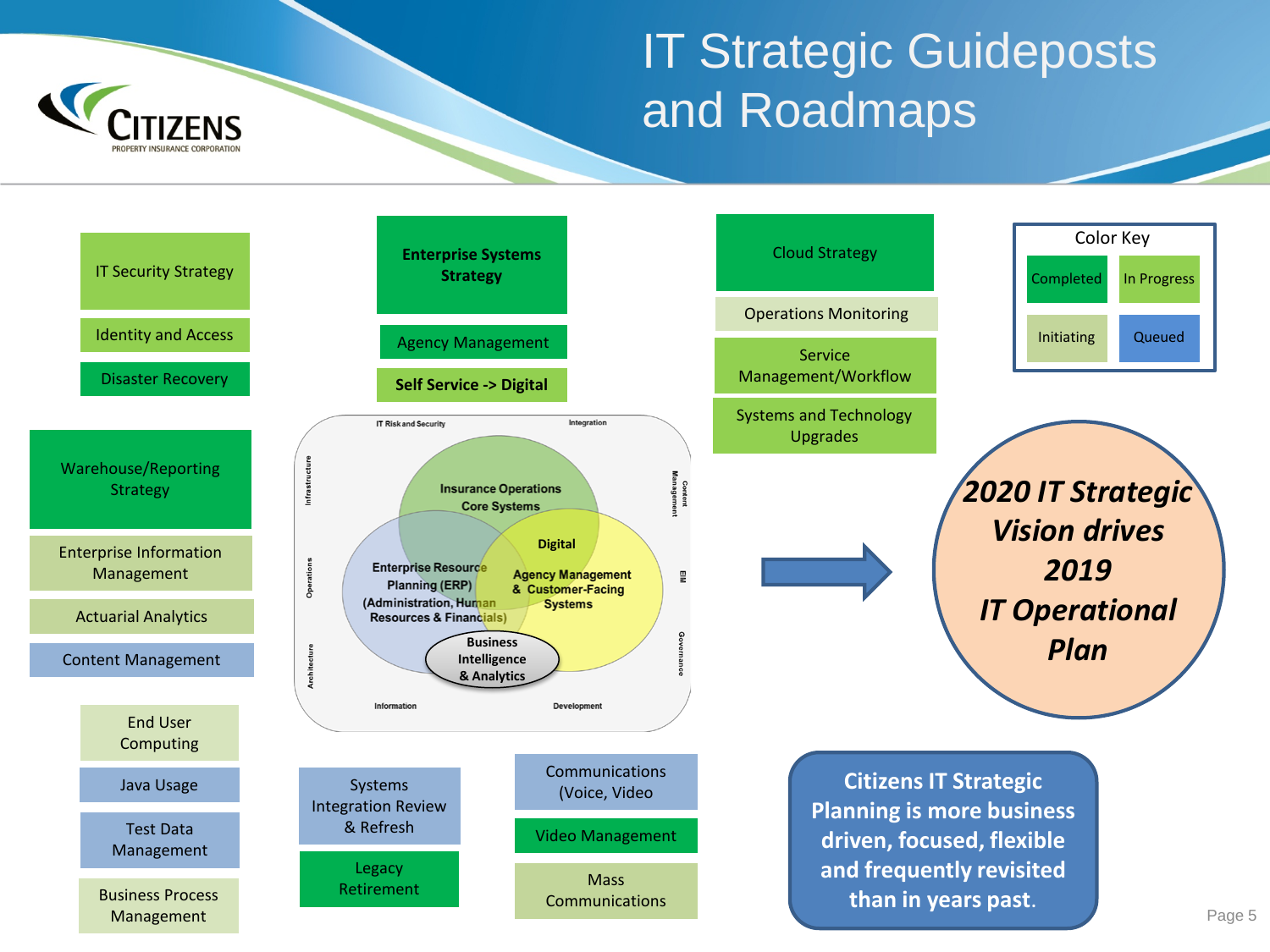# IT Strategic Guideposts and Roadmaps

**Color Key**

| Completed | In Progress |
|---|---|
| Initiating | Queued |

- IT Security Strategy
- Identity and Access
- Disaster Recovery

- **Enterprise Systems Strategy**
- Agency Management
- **Self Service -> Digital**

- Cloud Strategy
- Operations Monitoring
- Service Management/Workflow
- Systems and Technology Upgrades

- Warehouse/Reporting Strategy
- Enterprise Information Management
- Actuarial Analytics
- Content Management

IT Risk and Security · Integration · Infrastructure · Content Management · Operations · EIM · Architecture · Governance · Information · Development

- Insurance Operations Core Systems
- Digital
- Enterprise Resource Planning (ERP) (Administration, Human Resources & Financials)
- Agency Management & Customer-Facing Systems
- Business Intelligence & Analytics

- End User Computing
- Java Usage
- Test Data Management
- Business Process Management

- Systems Integration Review & Refresh
- Legacy Retirement

- Communications (Voice, Video
- Video Management
- Mass Communications

***2020 IT Strategic Vision drives 2019 IT Operational Plan***

**Citizens IT Strategic Planning is more business driven, focused, flexible and frequently revisited than in years past.**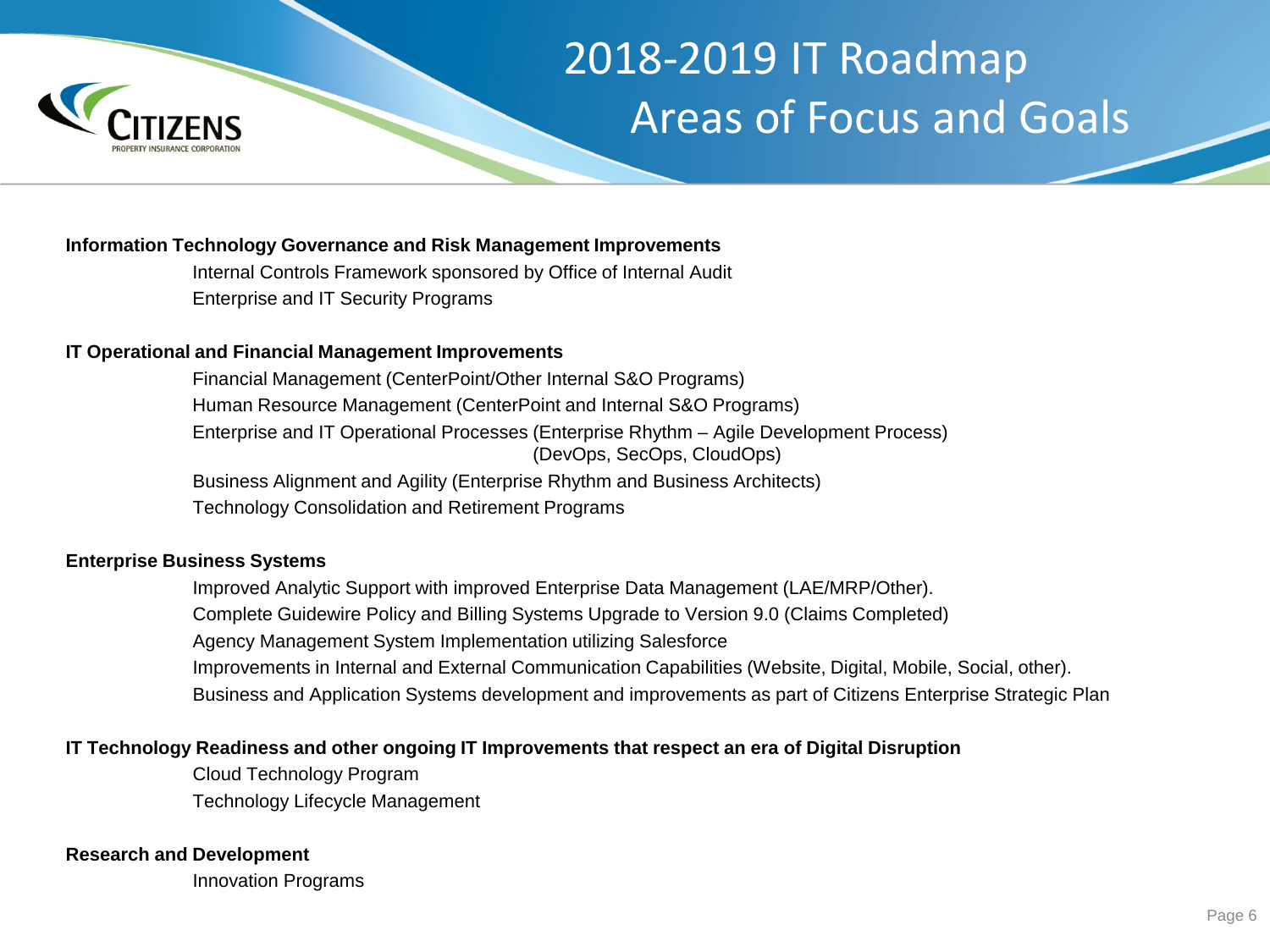# 2018-2019 IT Roadmap
## Areas of Focus and Goals

**Information Technology Governance and Risk Management Improvements**

- Internal Controls Framework sponsored by Office of Internal Audit
- Enterprise and IT Security Programs

**IT Operational and Financial Management Improvements**

- Financial Management (CenterPoint/Other Internal S&O Programs)
- Human Resource Management (CenterPoint and Internal S&O Programs)
- Enterprise and IT Operational Processes (Enterprise Rhythm – Agile Development Process) (DevOps, SecOps, CloudOps)
- Business Alignment and Agility (Enterprise Rhythm and Business Architects)
- Technology Consolidation and Retirement Programs

**Enterprise Business Systems**

- Improved Analytic Support with improved Enterprise Data Management (LAE/MRP/Other).
- Complete Guidewire Policy and Billing Systems Upgrade to Version 9.0 (Claims Completed)
- Agency Management System Implementation utilizing Salesforce
- Improvements in Internal and External Communication Capabilities (Website, Digital, Mobile, Social, other).
- Business and Application Systems development and improvements as part of Citizens Enterprise Strategic Plan

**IT Technology Readiness and other ongoing IT Improvements that respect an era of Digital Disruption**

- Cloud Technology Program
- Technology Lifecycle Management

**Research and Development**

- Innovation Programs